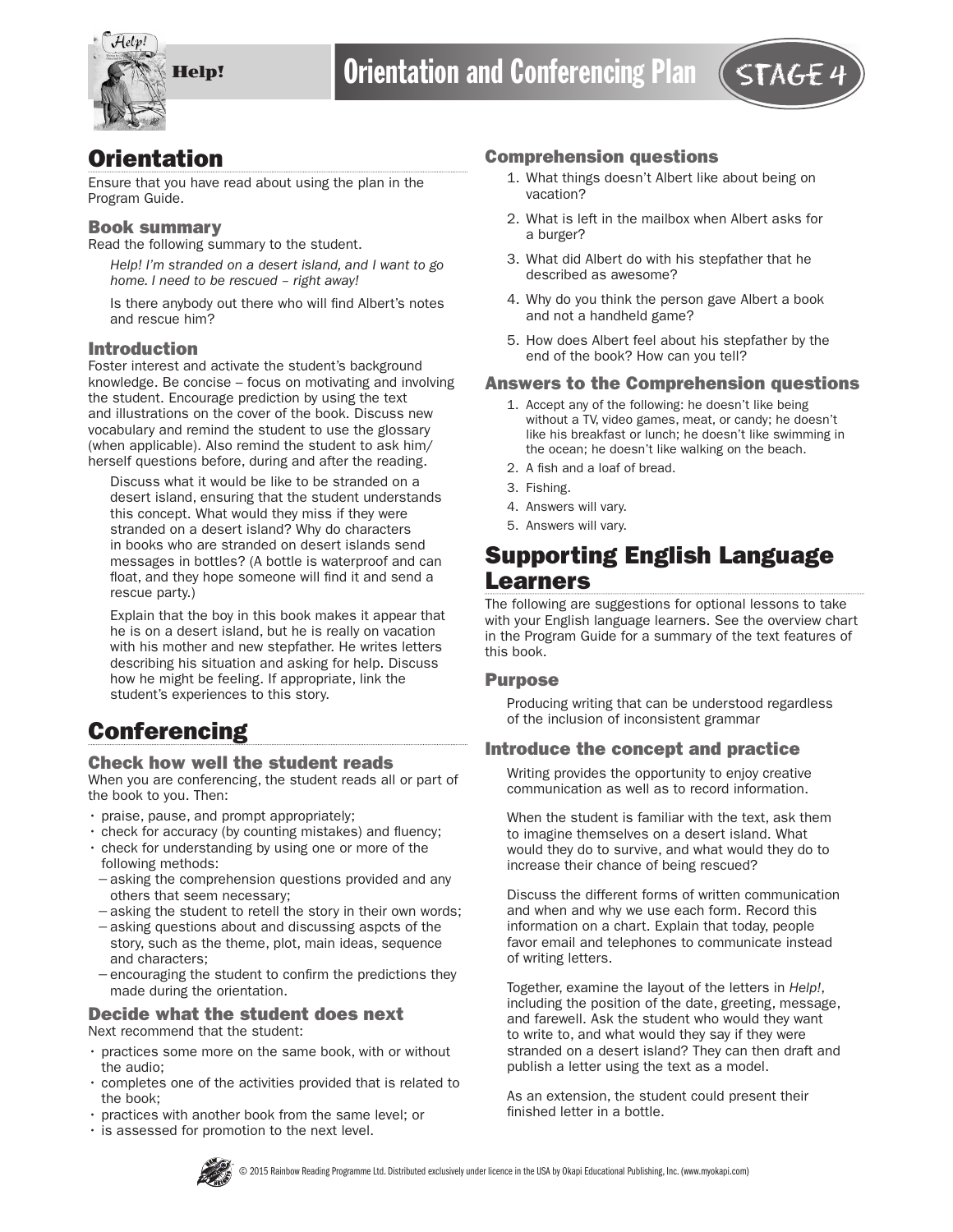# Help! — Orientation and Conferencing Plan — STAGE 4

## Orientation

Ensure that you have read about using the plan in the Program Guide.

### Book summary

Read the following summary to the student.

*Help! I'm stranded on a desert island, and I want to go home. I need to be rescued – right away!*

Is there anybody out there who will find Albert's notes and rescue him?

### Introduction

Foster interest and activate the student's background knowledge. Be concise – focus on motivating and involving the student. Encourage prediction by using the text and illustrations on the cover of the book. Discuss new vocabulary and remind the student to use the glossary (when applicable). Also remind the student to ask him/herself questions before, during and after the reading.

Discuss what it would be like to be stranded on a desert island, ensuring that the student understands this concept. What would they miss if they were stranded on a desert island? Why do characters in books who are stranded on desert islands send messages in bottles? (A bottle is waterproof and can float, and they hope someone will find it and send a rescue party.)

Explain that the boy in this book makes it appear that he is on a desert island, but he is really on vacation with his mother and new stepfather. He writes letters describing his situation and asking for help. Discuss how he might be feeling. If appropriate, link the student's experiences to this story.

## Conferencing

### Check how well the student reads

When you are conferencing, the student reads all or part of the book to you. Then:

- praise, pause, and prompt appropriately;
- check for accuracy (by counting mistakes) and fluency;
- check for understanding by using one or more of the following methods:
  - asking the comprehension questions provided and any others that seem necessary;
  - asking the student to retell the story in their own words;
  - asking questions about and discussing aspcts of the story, such as the theme, plot, main ideas, sequence and characters;
  - encouraging the student to confirm the predictions they made during the orientation.

### Decide what the student does next

Next recommend that the student:

- practices some more on the same book, with or without the audio;
- completes one of the activities provided that is related to the book;
- practices with another book from the same level; or
- is assessed for promotion to the next level.

### Comprehension questions

1. What things doesn't Albert like about being on vacation?
2. What is left in the mailbox when Albert asks for a burger?
3. What did Albert do with his stepfather that he described as awesome?
4. Why do you think the person gave Albert a book and not a handheld game?
5. How does Albert feel about his stepfather by the end of the book? How can you tell?

### Answers to the Comprehension questions

1. Accept any of the following: he doesn't like being without a TV, video games, meat, or candy; he doesn't like his breakfast or lunch; he doesn't like swimming in the ocean; he doesn't like walking on the beach.
2. A fish and a loaf of bread.
3. Fishing.
4. Answers will vary.
5. Answers will vary.

## Supporting English Language Learners

The following are suggestions for optional lessons to take with your English language learners. See the overview chart in the Program Guide for a summary of the text features of this book.

### Purpose

Producing writing that can be understood regardless of the inclusion of inconsistent grammar

### Introduce the concept and practice

Writing provides the opportunity to enjoy creative communication as well as to record information.

When the student is familiar with the text, ask them to imagine themselves on a desert island. What would they do to survive, and what would they do to increase their chance of being rescued?

Discuss the different forms of written communication and when and why we use each form. Record this information on a chart. Explain that today, people favor email and telephones to communicate instead of writing letters.

Together, examine the layout of the letters in *Help!*, including the position of the date, greeting, message, and farewell. Ask the student who would they want to write to, and what would they say if they were stranded on a desert island? They can then draft and publish a letter using the text as a model.

As an extension, the student could present their finished letter in a bottle.

© 2015 Rainbow Reading Programme Ltd. Distributed exclusively under licence in the USA by Okapi Educational Publishing, Inc. (www.myokapi.com)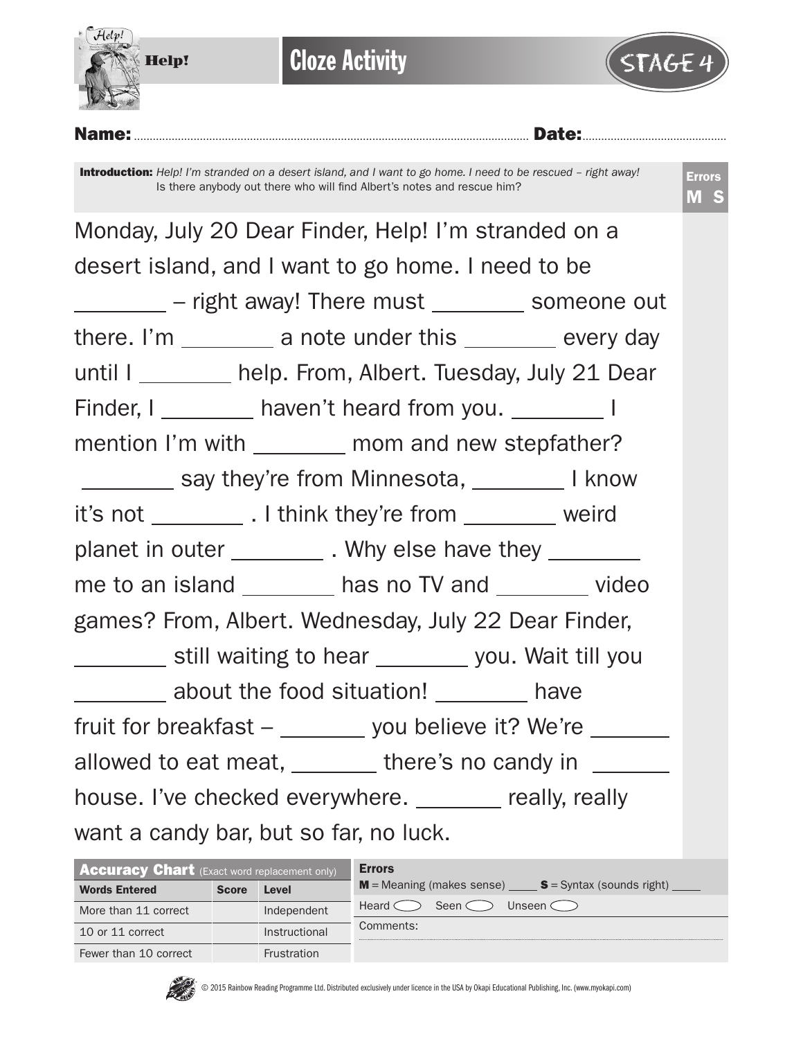# Help! — Cloze Activity — STAGE 4

**Name:** ................................................ **Date:** ................................

**Introduction:** *Help! I'm stranded on a desert island, and I want to go home. I need to be rescued – right away! Is there anybody out there who will find Albert's notes and rescue him?*

**Errors**
**M S**

Monday, July 20 Dear Finder, Help! I'm stranded on a desert island, and I want to go home. I need to be ________ – right away! There must ________ someone out there. I'm ________ a note under this ________ every day until I ________ help. From, Albert. Tuesday, July 21 Dear Finder, I ________ haven't heard from you. ________ I mention I'm with ________ mom and new stepfather? ________ say they're from Minnesota, ________ I know it's not ________ . I think they're from ________ weird planet in outer ________ . Why else have they ________ me to an island ________ has no TV and ________ video games? From, Albert. Wednesday, July 22 Dear Finder, ________ still waiting to hear ________ you. Wait till you ________ about the food situation! ________ have fruit for breakfast – ________ you believe it? We're ________ allowed to eat meat, ________ there's no candy in ________ house. I've checked everywhere. ________ really, really want a candy bar, but so far, no luck.

**Accuracy Chart** (Exact word replacement only)

| Words Entered | Score | Level |
|---|---|---|
| More than 11 correct | | Independent |
| 10 or 11 correct | | Instructional |
| Fewer than 10 correct | | Frustration |

**Errors**

**M** = Meaning (makes sense) ____ **S** = Syntax (sounds right) ____

Heard ◯ Seen ◯ Unseen ◯

Comments:

© 2015 Rainbow Reading Programme Ltd. Distributed exclusively under licence in the USA by Okapi Educational Publishing, Inc. (www.myokapi.com)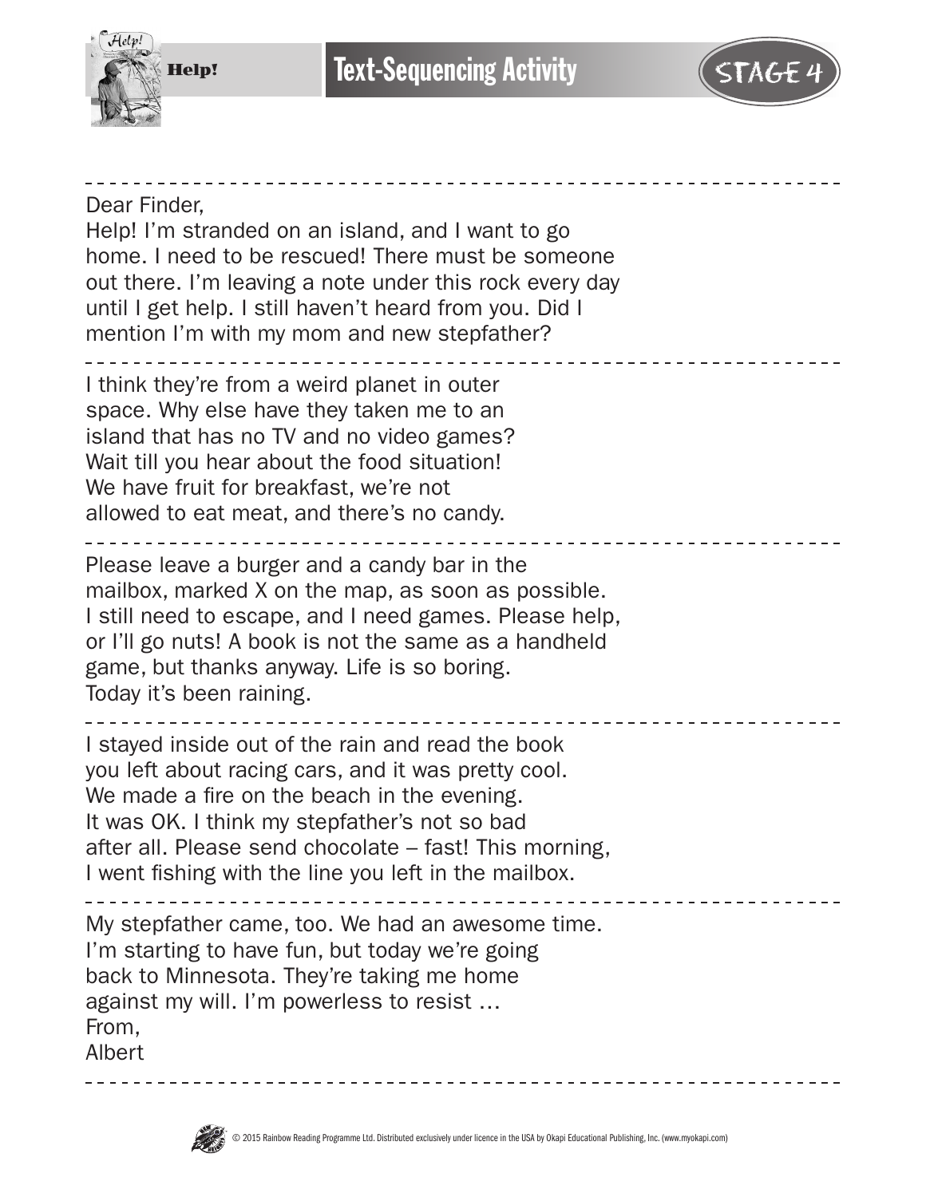# Text-Sequencing Activity

Dear Finder,
Help! I'm stranded on an island, and I want to go home. I need to be rescued! There must be someone out there. I'm leaving a note under this rock every day until I get help. I still haven't heard from you. Did I mention I'm with my mom and new stepfather?

---

I think they're from a weird planet in outer space. Why else have they taken me to an island that has no TV and no video games? Wait till you hear about the food situation! We have fruit for breakfast, we're not allowed to eat meat, and there's no candy.

---

Please leave a burger and a candy bar in the mailbox, marked X on the map, as soon as possible. I still need to escape, and I need games. Please help, or I'll go nuts! A book is not the same as a handheld game, but thanks anyway. Life is so boring. Today it's been raining.

---

I stayed inside out of the rain and read the book you left about racing cars, and it was pretty cool. We made a fire on the beach in the evening. It was OK. I think my stepfather's not so bad after all. Please send chocolate – fast! This morning, I went fishing with the line you left in the mailbox.

---

My stepfather came, too. We had an awesome time. I'm starting to have fun, but today we're going back to Minnesota. They're taking me home against my will. I'm powerless to resist …
From,
Albert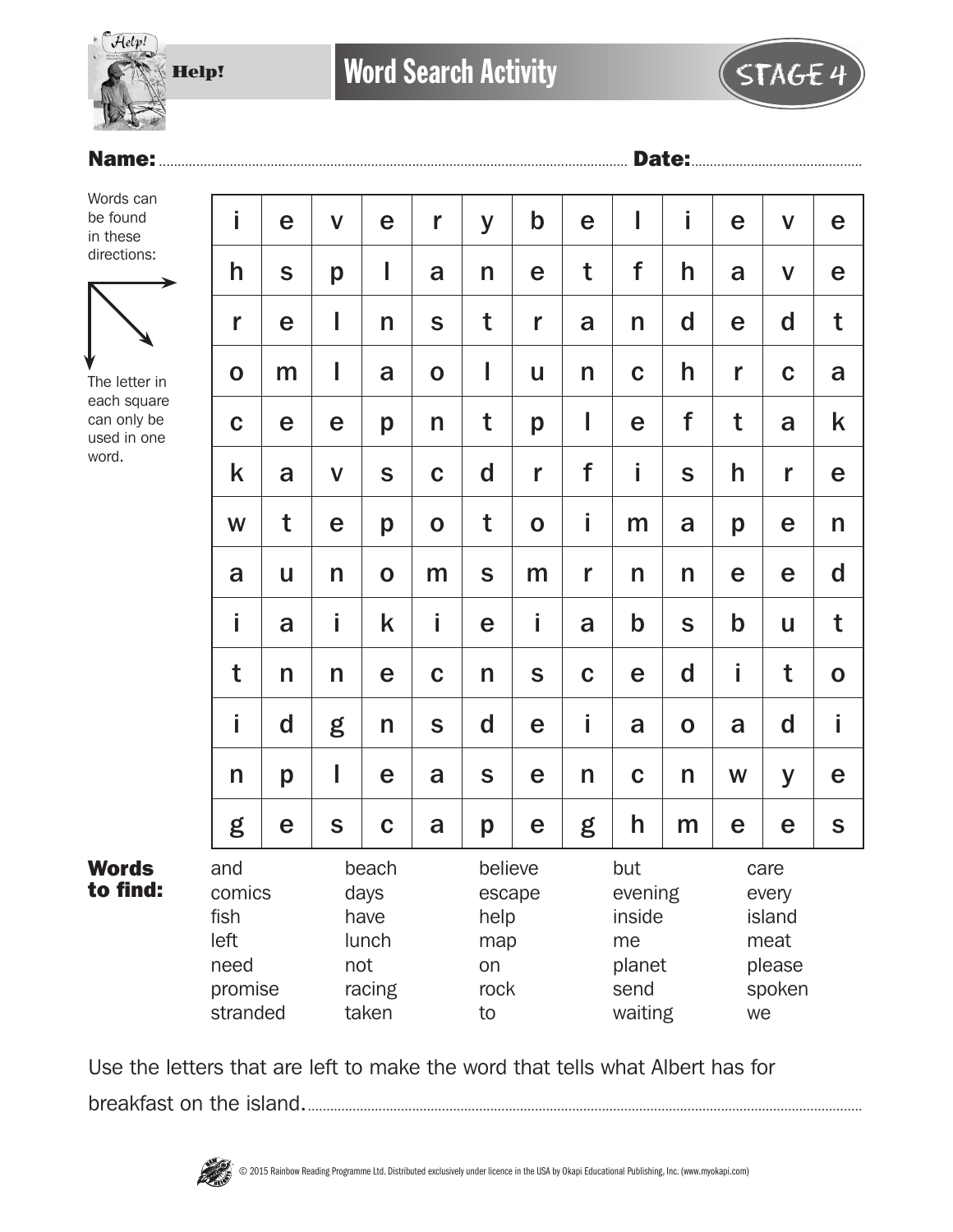# Help!

## Word Search Activity

STAGE 4

**Name:** ................................................ **Date:** ..................................

Words can be found in these directions: → ↘ ↓

The letter in each square can only be used in one word.

| | | | | | | | | | | | | |
|---|---|---|---|---|---|---|---|---|---|---|---|---|
| i | e | v | e | r | y | b | e | l | i | e | v | e |
| h | s | p | l | a | n | e | t | f | h | a | v | e |
| r | e | l | n | s | t | r | a | n | d | e | d | t |
| o | m | l | a | o | l | u | n | c | h | r | c | a |
| c | e | e | p | n | t | p | l | e | f | t | a | k |
| k | a | v | s | c | d | r | f | i | s | h | r | e |
| w | t | e | p | o | t | o | i | m | a | p | e | n |
| a | u | n | o | m | s | m | r | n | n | e | e | d |
| i | a | i | k | i | e | i | a | b | s | b | u | t |
| t | n | n | e | c | n | s | c | e | d | i | t | o |
| i | d | g | n | s | d | e | i | a | o | a | d | i |
| n | p | l | e | a | s | e | n | c | n | w | y | e |
| g | e | s | c | a | p | e | g | h | m | e | e | s |

**Words to find:**

| | | | | |
|---|---|---|---|---|
| and | beach | believe | but | care |
| comics | days | escape | evening | every |
| fish | have | help | inside | island |
| left | lunch | map | me | meat |
| need | not | on | planet | please |
| promise | racing | rock | send | spoken |
| stranded | taken | to | waiting | we |

Use the letters that are left to make the word that tells what Albert has for breakfast on the island. ..................................................

© 2015 Rainbow Reading Programme Ltd. Distributed exclusively under licence in the USA by Okapi Educational Publishing, Inc. (www.myokapi.com)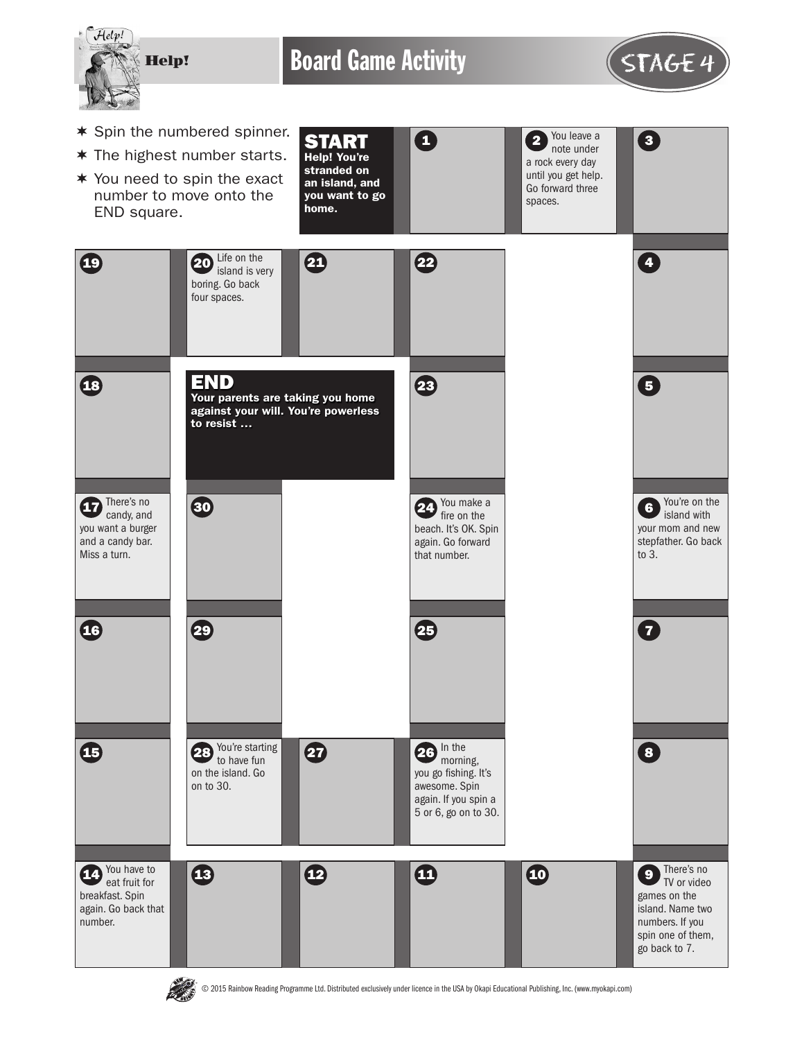# Help! — Board Game Activity

STAGE 4

- ✶ Spin the numbered spinner.
- ✶ The highest number starts.
- ✶ You need to spin the exact number to move onto the END square.

**START**
**Help! You're stranded on an island, and you want to go home.**

**1**

**2** You leave a note under a rock every day until you get help. Go forward three spaces.

**3**

**4**

**5**

**6** You're on the island with your mom and new stepfather. Go back to 3.

**7**

**8**

**9** There's no TV or video games on the island. Name two numbers. If you spin one of them, go back to 7.

**10**

**11**

**12**

**13**

**14** You have to eat fruit for breakfast. Spin again. Go back that number.

**15**

**16**

**17** There's no candy, and you want a burger and a candy bar. Miss a turn.

**18**

**19**

**20** Life on the island is very boring. Go back four spaces.

**21**

**22**

**23**

**24** You make a fire on the beach. It's OK. Spin again. Go forward that number.

**25**

**26** In the morning, you go fishing. It's awesome. Spin again. If you spin a 5 or 6, go on to 30.

**27**

**28** You're starting to have fun on the island. Go on to 30.

**29**

**30**

**END**
**Your parents are taking you home against your will. You're powerless to resist …**

© 2015 Rainbow Reading Programme Ltd. Distributed exclusively under licence in the USA by Okapi Educational Publishing, Inc. (www.myokapi.com)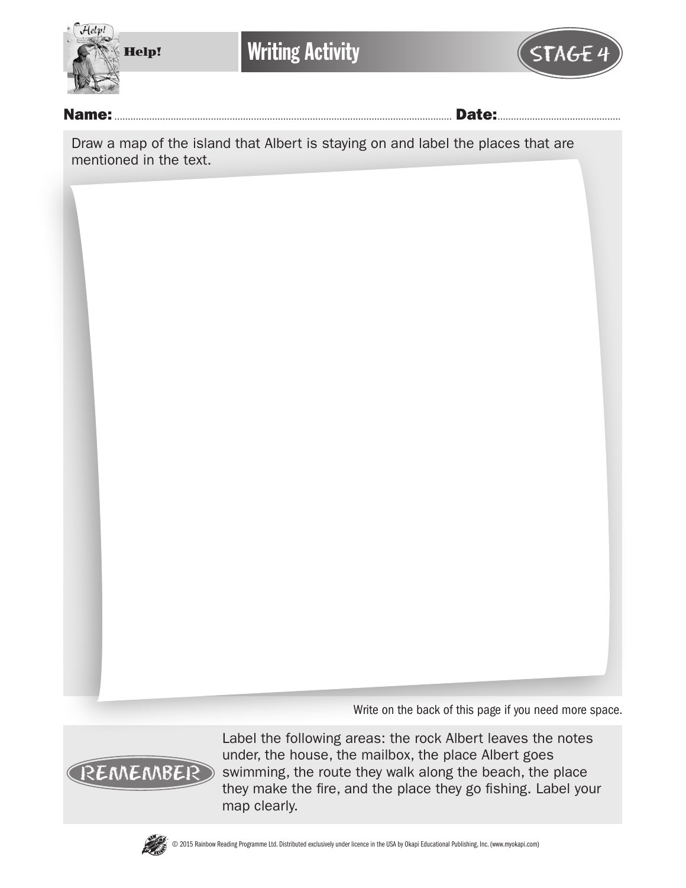Help!

# Writing Activity

STAGE 4

**Name:** ........................................ **Date:** ....................

Draw a map of the island that Albert is staying on and label the places that are mentioned in the text.

Write on the back of this page if you need more space.

REMEMBER

Label the following areas: the rock Albert leaves the notes under, the house, the mailbox, the place Albert goes swimming, the route they walk along the beach, the place they make the fire, and the place they go fishing. Label your map clearly.

© 2015 Rainbow Reading Programme Ltd. Distributed exclusively under licence in the USA by Okapi Educational Publishing, Inc. (www.myokapi.com)